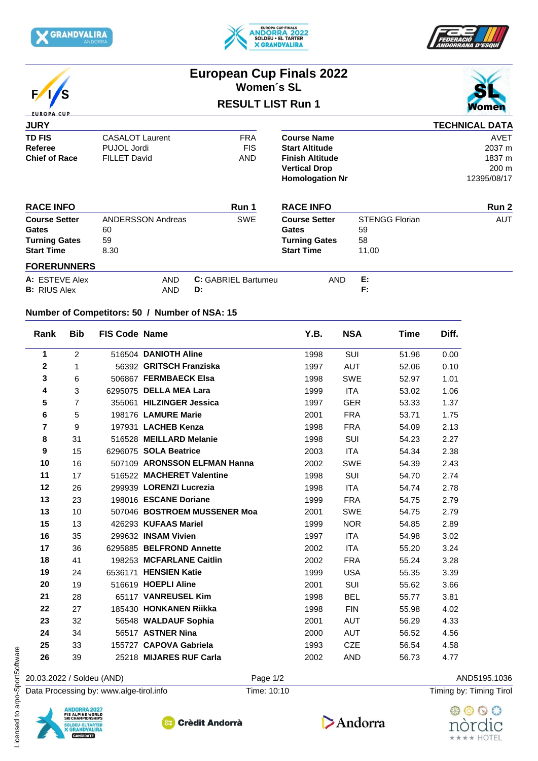# European Cup Finals 2022

## Women´s SL

### RESULT LIST Run 1

**JURY**

| | | |
|---|---|---|
| **TD FIS** | CASALOT Laurent | FRA |
| **Referee** | PUJOL Jordi | FIS |
| **Chief of Race** | FILLET David | AND |

**TECHNICAL DATA**

| | |
|---|---|
| **Course Name** | AVET |
| **Start Altitude** | 2037 m |
| **Finish Altitude** | 1837 m |
| **Vertical Drop** | 200 m |
| **Homologation Nr** | 12395/08/17 |

**RACE INFO** — Run 1

| | | |
|---|---|---|
| **Course Setter** | ANDERSSON Andreas | SWE |
| **Gates** | 60 | |
| **Turning Gates** | 59 | |
| **Start Time** | 8.30 | |

**RACE INFO** — Run 2

| | | |
|---|---|---|
| **Course Setter** | STENGG Florian | AUT |
| **Gates** | 59 | |
| **Turning Gates** | 58 | |
| **Start Time** | 11,00 | |

**FORERUNNERS**

| | | | | | |
|---|---|---|---|---|---|
| **A:** ESTEVE Alex | AND | **C:** GABRIEL Bartumeu | AND | **E:** | |
| **B:** RIUS Alex | AND | **D:** | | **F:** | |

**Number of Competitors: 50 / Number of NSA: 15**

| Rank | Bib | FIS Code | Name | Y.B. | NSA | Time | Diff. |
|---|---|---|---|---|---|---|---|
| 1 | 2 | 516504 | **DANIOTH Aline** | 1998 | SUI | 51.96 | 0.00 |
| 2 | 1 | 56392 | **GRITSCH Franziska** | 1997 | AUT | 52.06 | 0.10 |
| 3 | 6 | 506867 | **FERMBAECK Elsa** | 1998 | SWE | 52.97 | 1.01 |
| 4 | 3 | 6295075 | **DELLA MEA Lara** | 1999 | ITA | 53.02 | 1.06 |
| 5 | 7 | 355061 | **HILZINGER Jessica** | 1997 | GER | 53.33 | 1.37 |
| 6 | 5 | 198176 | **LAMURE Marie** | 2001 | FRA | 53.71 | 1.75 |
| 7 | 9 | 197931 | **LACHEB Kenza** | 1998 | FRA | 54.09 | 2.13 |
| 8 | 31 | 516528 | **MEILLARD Melanie** | 1998 | SUI | 54.23 | 2.27 |
| 9 | 15 | 6296075 | **SOLA Beatrice** | 2003 | ITA | 54.34 | 2.38 |
| 10 | 16 | 507109 | **ARONSSON ELFMAN Hanna** | 2002 | SWE | 54.39 | 2.43 |
| 11 | 17 | 516522 | **MACHERET Valentine** | 1998 | SUI | 54.70 | 2.74 |
| 12 | 26 | 299939 | **LORENZI Lucrezia** | 1998 | ITA | 54.74 | 2.78 |
| 13 | 23 | 198016 | **ESCANE Doriane** | 1999 | FRA | 54.75 | 2.79 |
| 13 | 10 | 507046 | **BOSTROEM MUSSENER Moa** | 2001 | SWE | 54.75 | 2.79 |
| 15 | 13 | 426293 | **KUFAAS Mariel** | 1999 | NOR | 54.85 | 2.89 |
| 16 | 35 | 299632 | **INSAM Vivien** | 1997 | ITA | 54.98 | 3.02 |
| 17 | 36 | 6295885 | **BELFROND Annette** | 2002 | ITA | 55.20 | 3.24 |
| 18 | 41 | 198253 | **MCFARLANE Caitlin** | 2002 | FRA | 55.24 | 3.28 |
| 19 | 24 | 6536171 | **HENSIEN Katie** | 1999 | USA | 55.35 | 3.39 |
| 20 | 19 | 516619 | **HOEPLI Aline** | 2001 | SUI | 55.62 | 3.66 |
| 21 | 28 | 65117 | **VANREUSEL Kim** | 1998 | BEL | 55.77 | 3.81 |
| 22 | 27 | 185430 | **HONKANEN Riikka** | 1998 | FIN | 55.98 | 4.02 |
| 23 | 32 | 56548 | **WALDAUF Sophia** | 2001 | AUT | 56.29 | 4.33 |
| 24 | 34 | 56517 | **ASTNER Nina** | 2000 | AUT | 56.52 | 4.56 |
| 25 | 33 | 155727 | **CAPOVA Gabriela** | 1993 | CZE | 56.54 | 4.58 |
| 26 | 39 | 25218 | **MIJARES RUF Carla** | 2002 | AND | 56.73 | 4.77 |

20.03.2022 / Soldeu (AND) — AND5195.1036

Data Processing by: www.alge-tirol.info — Time: 10:10 — Timing by: Timing Tirol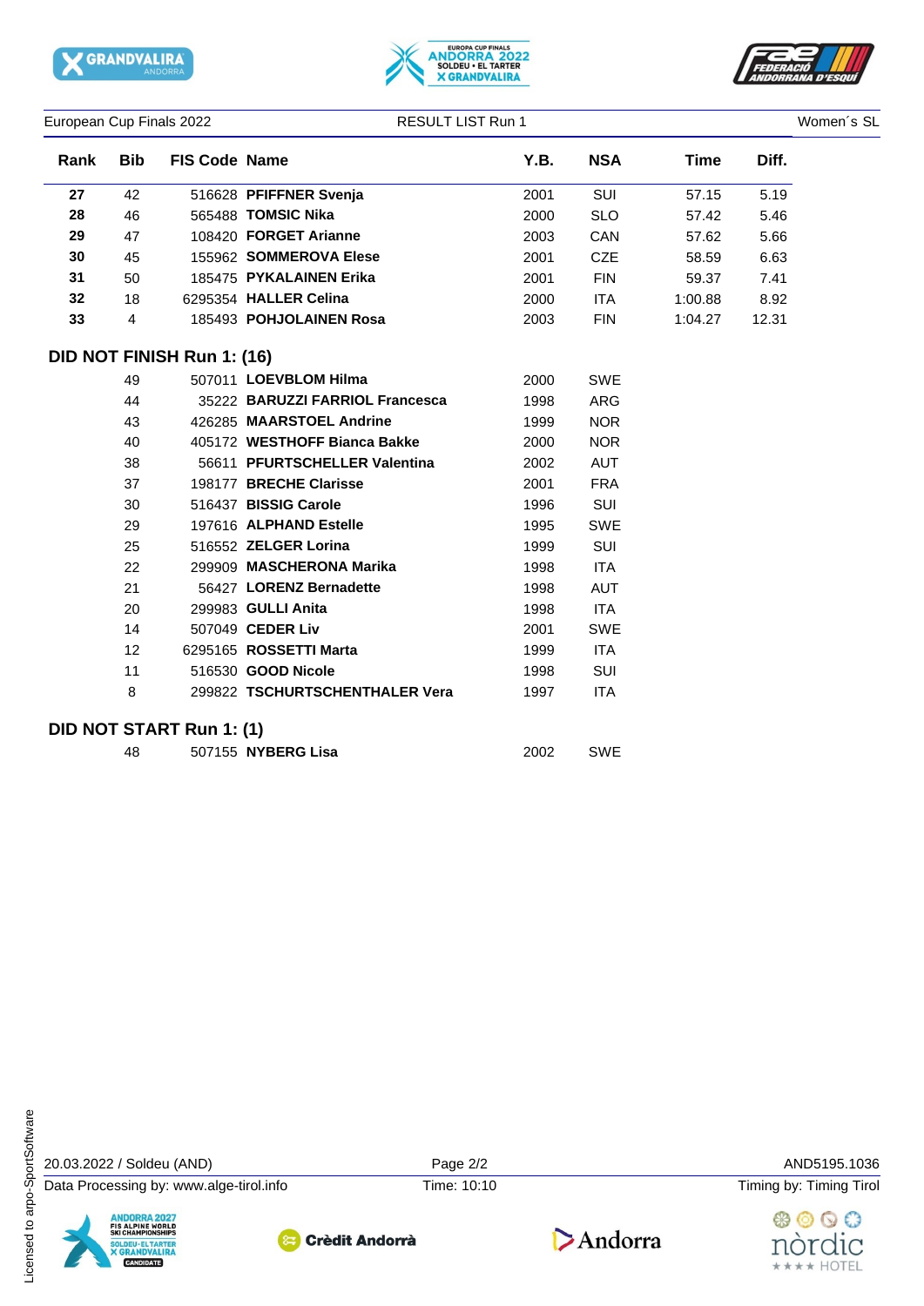European Cup Finals 2022 | RESULT LIST Run 1 | Women´s SL

| Rank | Bib | FIS Code | Name | Y.B. | NSA | Time | Diff. |
|---|---|---|---|---|---|---|---|
| 27 | 42 | 516628 | **PFIFFNER Svenja** | 2001 | SUI | 57.15 | 5.19 |
| 28 | 46 | 565488 | **TOMSIC Nika** | 2000 | SLO | 57.42 | 5.46 |
| 29 | 47 | 108420 | **FORGET Arianne** | 2003 | CAN | 57.62 | 5.66 |
| 30 | 45 | 155962 | **SOMMEROVA Elese** | 2001 | CZE | 58.59 | 6.63 |
| 31 | 50 | 185475 | **PYKALAINEN Erika** | 2001 | FIN | 59.37 | 7.41 |
| 32 | 18 | 6295354 | **HALLER Celina** | 2000 | ITA | 1:00.88 | 8.92 |
| 33 | 4 | 185493 | **POHJOLAINEN Rosa** | 2003 | FIN | 1:04.27 | 12.31 |

## DID NOT FINISH Run 1: (16)

| Bib | FIS Code | Name | Y.B. | NSA |
|---|---|---|---|---|
| 49 | 507011 | **LOEVBLOM Hilma** | 2000 | SWE |
| 44 | 35222 | **BARUZZI FARRIOL Francesca** | 1998 | ARG |
| 43 | 426285 | **MAARSTOEL Andrine** | 1999 | NOR |
| 40 | 405172 | **WESTHOFF Bianca Bakke** | 2000 | NOR |
| 38 | 56611 | **PFURTSCHELLER Valentina** | 2002 | AUT |
| 37 | 198177 | **BRECHE Clarisse** | 2001 | FRA |
| 30 | 516437 | **BISSIG Carole** | 1996 | SUI |
| 29 | 197616 | **ALPHAND Estelle** | 1995 | SWE |
| 25 | 516552 | **ZELGER Lorina** | 1999 | SUI |
| 22 | 299909 | **MASCHERONA Marika** | 1998 | ITA |
| 21 | 56427 | **LORENZ Bernadette** | 1998 | AUT |
| 20 | 299983 | **GULLI Anita** | 1998 | ITA |
| 14 | 507049 | **CEDER Liv** | 2001 | SWE |
| 12 | 6295165 | **ROSSETTI Marta** | 1999 | ITA |
| 11 | 516530 | **GOOD Nicole** | 1998 | SUI |
| 8 | 299822 | **TSCHURTSCHENTHALER Vera** | 1997 | ITA |

## DID NOT START Run 1: (1)

| Bib | FIS Code | Name | Y.B. | NSA |
|---|---|---|---|---|
| 48 | 507155 | **NYBERG Lisa** | 2002 | SWE |

20.03.2022 / Soldeu (AND) | AND5195.1036

Data Processing by: www.alge-tirol.info | Time: 10:10 | Timing by: Timing Tirol